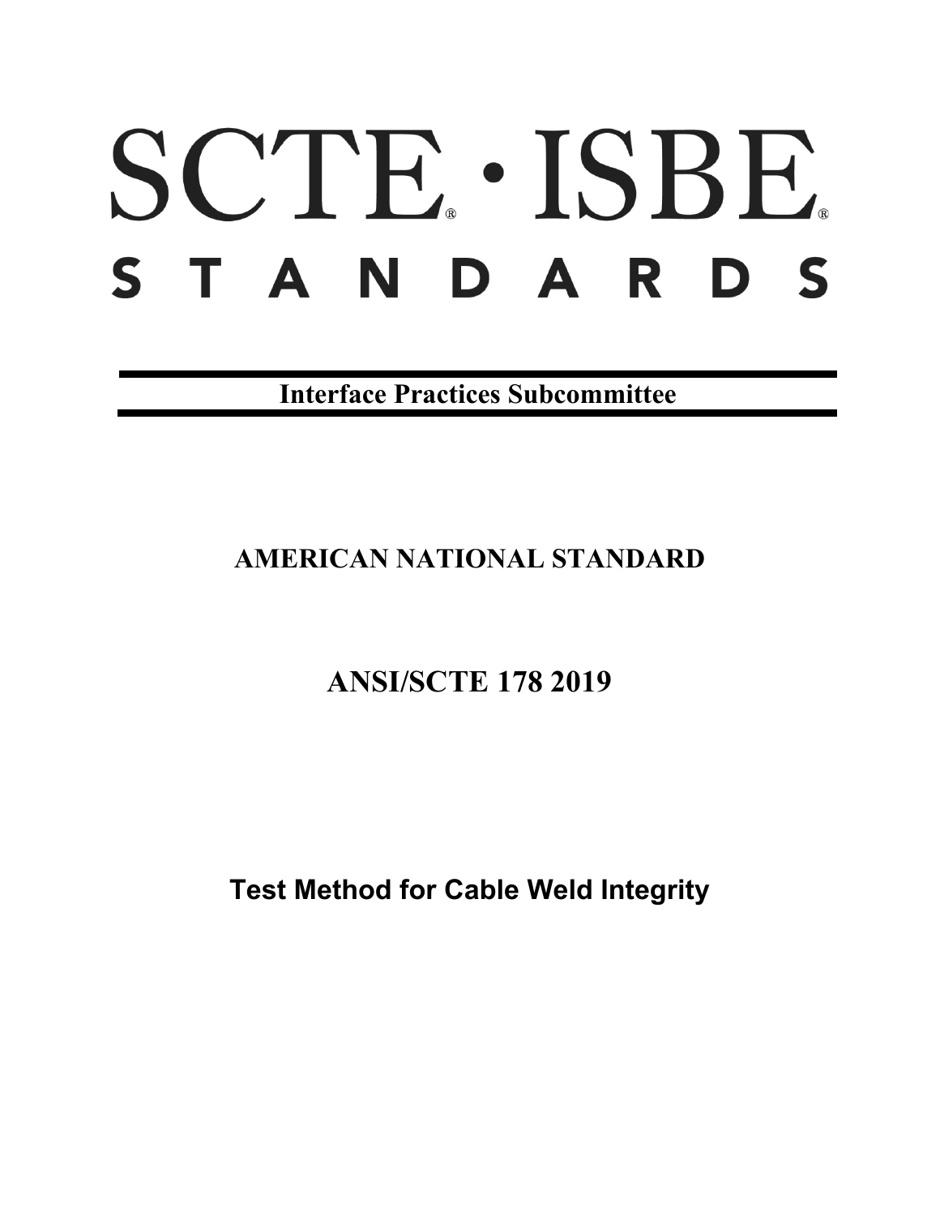# SCTE · ISBE STANDARDS

**Interface Practices Subcommittee**

**AMERICAN NATIONAL STANDARD**

**ANSI/SCTE 178 2019**

**Test Method for Cable Weld Integrity**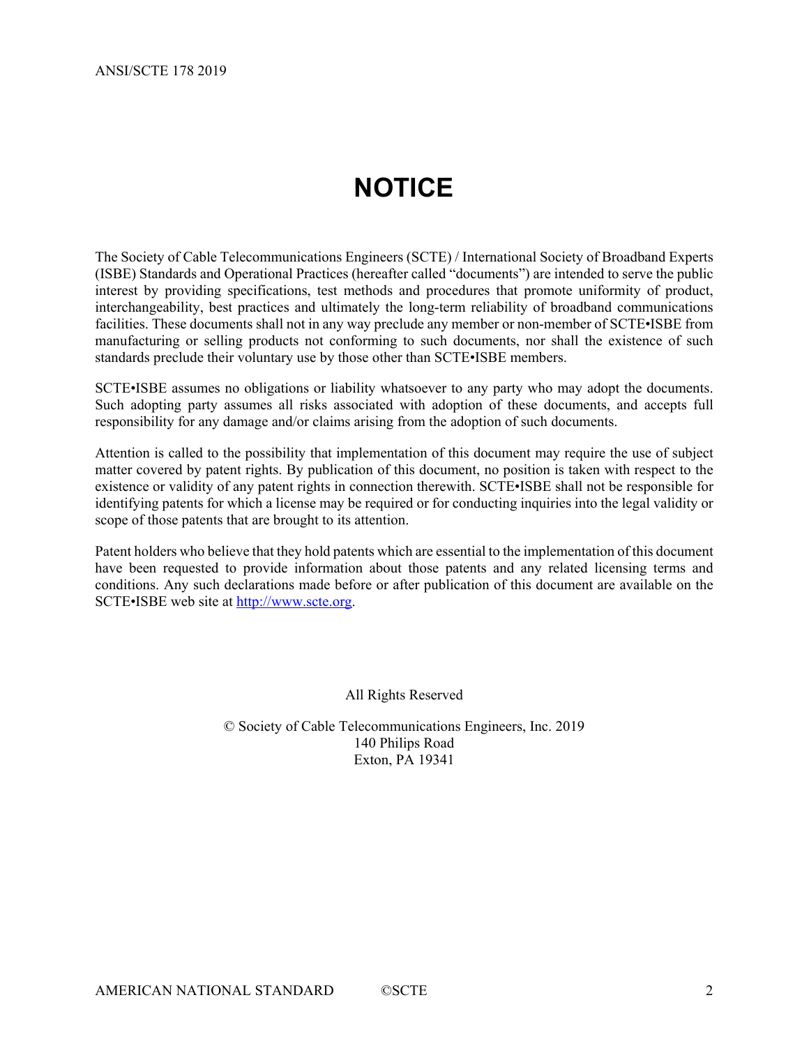# NOTICE

The Society of Cable Telecommunications Engineers (SCTE) / International Society of Broadband Experts (ISBE) Standards and Operational Practices (hereafter called "documents") are intended to serve the public interest by providing specifications, test methods and procedures that promote uniformity of product, interchangeability, best practices and ultimately the long-term reliability of broadband communications facilities. These documents shall not in any way preclude any member or non-member of SCTE•ISBE from manufacturing or selling products not conforming to such documents, nor shall the existence of such standards preclude their voluntary use by those other than SCTE•ISBE members.

SCTE•ISBE assumes no obligations or liability whatsoever to any party who may adopt the documents. Such adopting party assumes all risks associated with adoption of these documents, and accepts full responsibility for any damage and/or claims arising from the adoption of such documents.

Attention is called to the possibility that implementation of this document may require the use of subject matter covered by patent rights. By publication of this document, no position is taken with respect to the existence or validity of any patent rights in connection therewith. SCTE•ISBE shall not be responsible for identifying patents for which a license may be required or for conducting inquiries into the legal validity or scope of those patents that are brought to its attention.

Patent holders who believe that they hold patents which are essential to the implementation of this document have been requested to provide information about those patents and any related licensing terms and conditions. Any such declarations made before or after publication of this document are available on the SCTE•ISBE web site at http://www.scte.org.

All Rights Reserved

© Society of Cable Telecommunications Engineers, Inc. 2019
140 Philips Road
Exton, PA 19341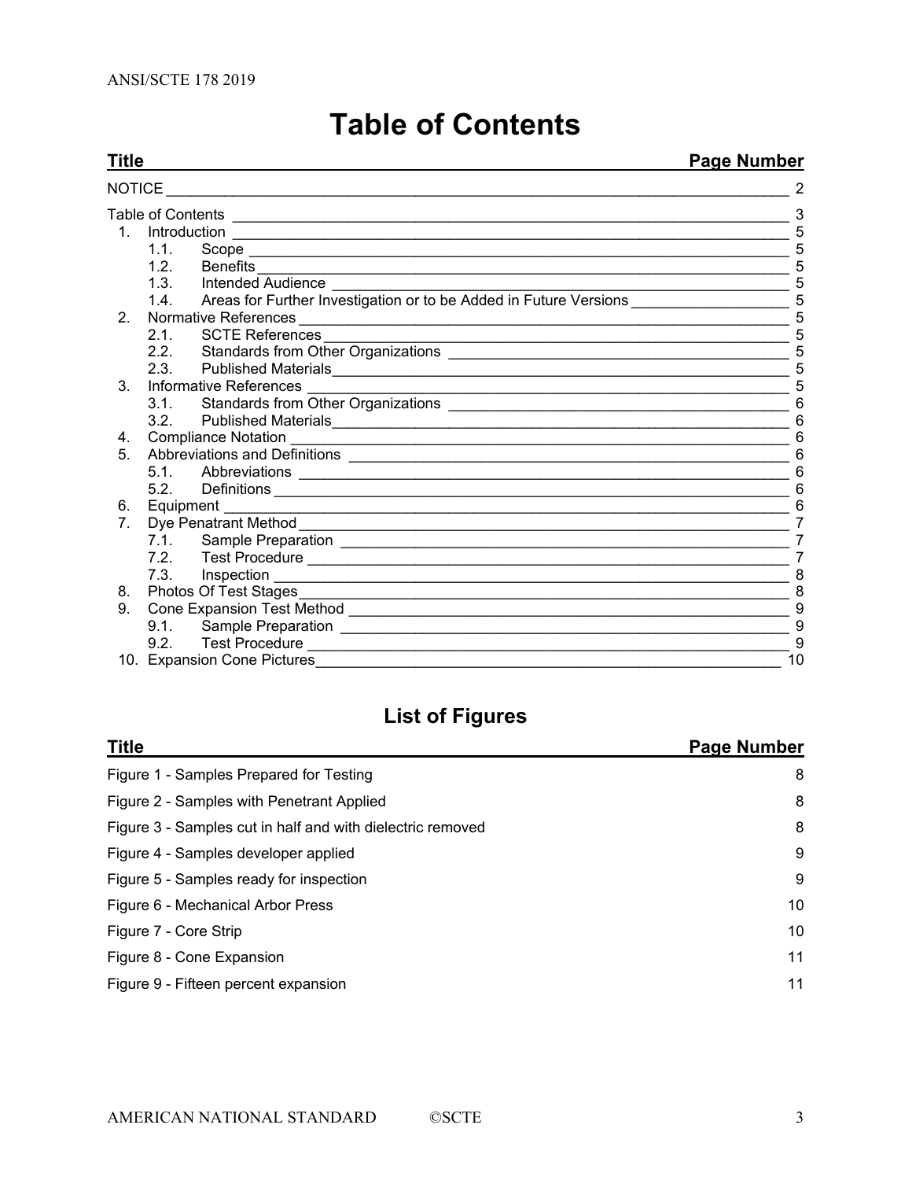# Table of Contents

| Title | Page Number |
|---|---|
| NOTICE | 2 |
| Table of Contents | 3 |
| 1. Introduction | 5 |
| 1.1. Scope | 5 |
| 1.2. Benefits | 5 |
| 1.3. Intended Audience | 5 |
| 1.4. Areas for Further Investigation or to be Added in Future Versions | 5 |
| 2. Normative References | 5 |
| 2.1. SCTE References | 5 |
| 2.2. Standards from Other Organizations | 5 |
| 2.3. Published Materials | 5 |
| 3. Informative References | 5 |
| 3.1. Standards from Other Organizations | 6 |
| 3.2. Published Materials | 6 |
| 4. Compliance Notation | 6 |
| 5. Abbreviations and Definitions | 6 |
| 5.1. Abbreviations | 6 |
| 5.2. Definitions | 6 |
| 6. Equipment | 6 |
| 7. Dye Penatrant Method | 7 |
| 7.1. Sample Preparation | 7 |
| 7.2. Test Procedure | 7 |
| 7.3. Inspection | 8 |
| 8. Photos Of Test Stages | 8 |
| 9. Cone Expansion Test Method | 9 |
| 9.1. Sample Preparation | 9 |
| 9.2. Test Procedure | 9 |
| 10. Expansion Cone Pictures | 10 |

## List of Figures

| Title | Page Number |
|---|---|
| Figure 1 - Samples Prepared for Testing | 8 |
| Figure 2 - Samples with Penetrant Applied | 8 |
| Figure 3 - Samples cut in half and with dielectric removed | 8 |
| Figure 4 - Samples developer applied | 9 |
| Figure 5 - Samples ready for inspection | 9 |
| Figure 6 - Mechanical Arbor Press | 10 |
| Figure 7 - Core Strip | 10 |
| Figure 8 - Cone Expansion | 11 |
| Figure 9 - Fifteen percent expansion | 11 |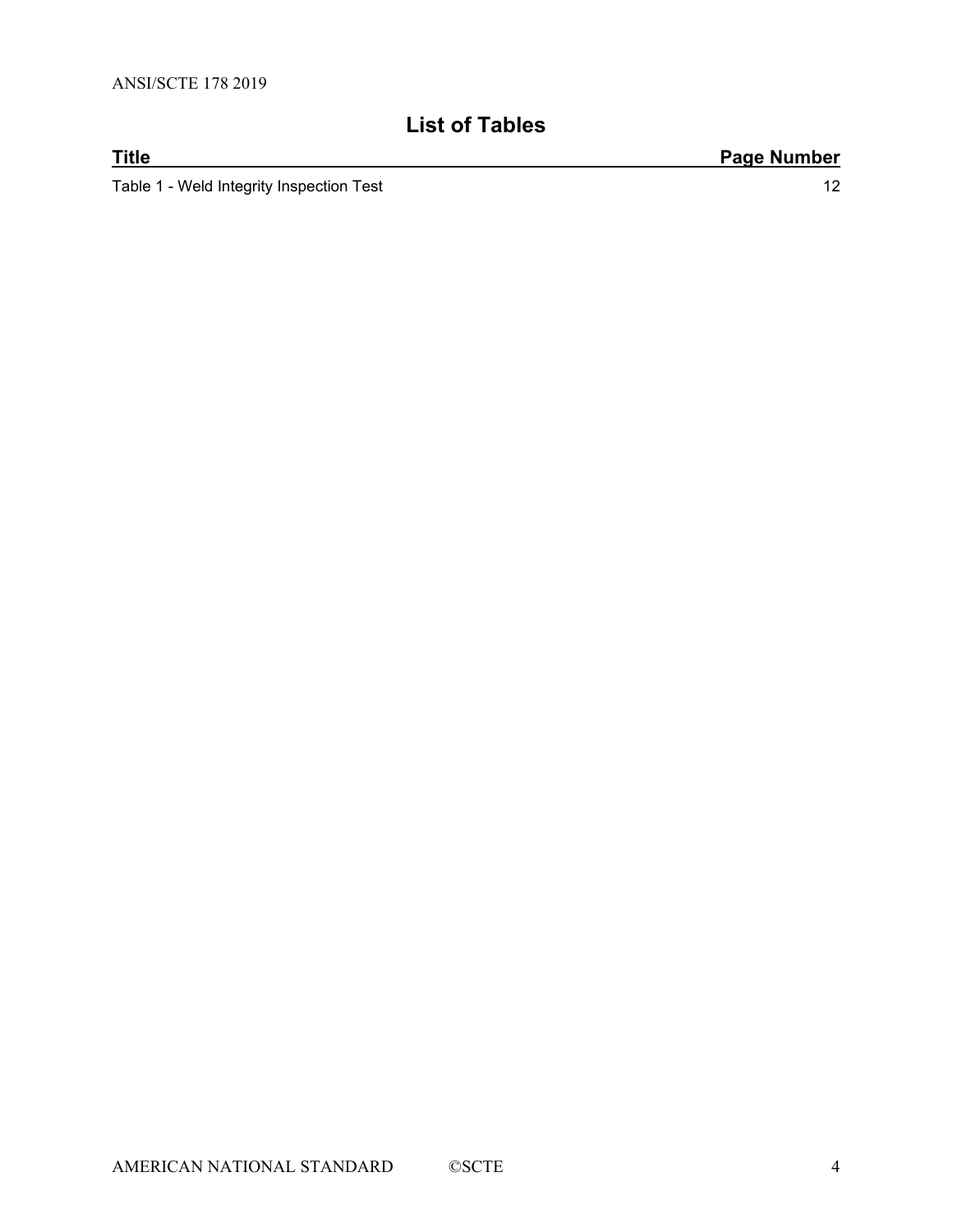## List of Tables

| Title | Page Number |
| --- | --- |
| Table 1 - Weld Integrity Inspection Test | 12 |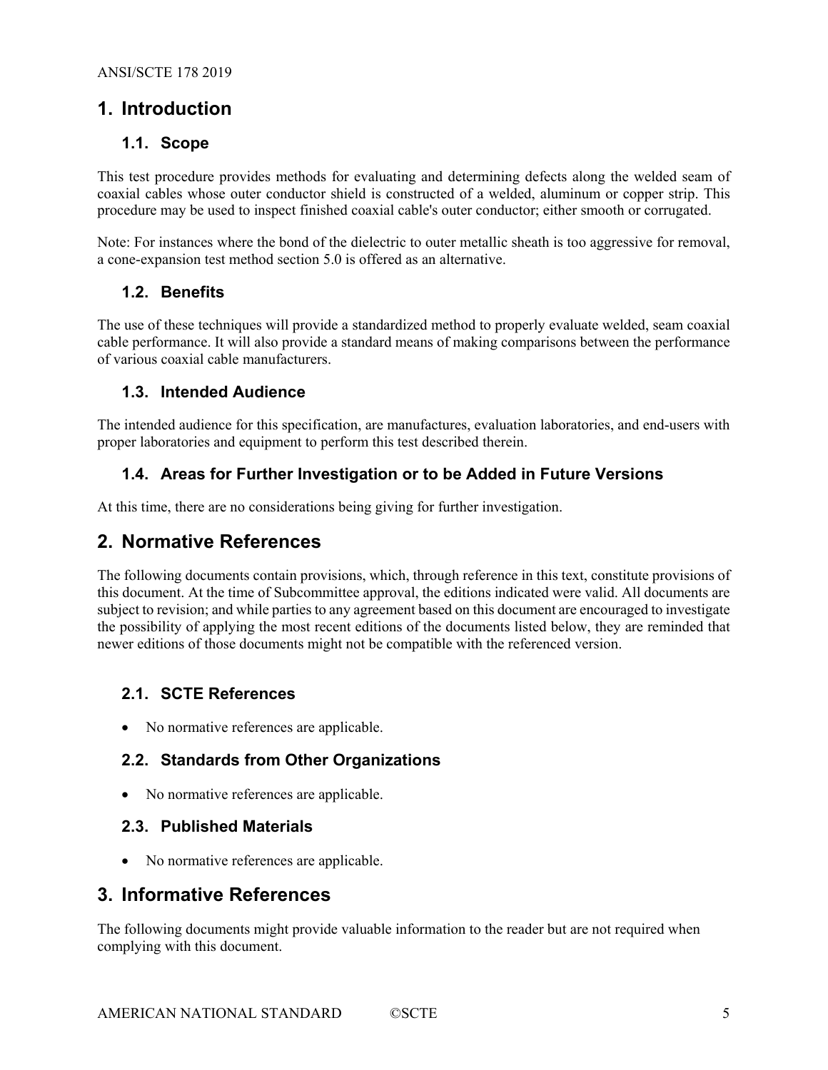# 1. Introduction

## 1.1. Scope

This test procedure provides methods for evaluating and determining defects along the welded seam of coaxial cables whose outer conductor shield is constructed of a welded, aluminum or copper strip. This procedure may be used to inspect finished coaxial cable's outer conductor; either smooth or corrugated.

Note: For instances where the bond of the dielectric to outer metallic sheath is too aggressive for removal, a cone-expansion test method section 5.0 is offered as an alternative.

## 1.2. Benefits

The use of these techniques will provide a standardized method to properly evaluate welded, seam coaxial cable performance. It will also provide a standard means of making comparisons between the performance of various coaxial cable manufacturers.

## 1.3. Intended Audience

The intended audience for this specification, are manufactures, evaluation laboratories, and end-users with proper laboratories and equipment to perform this test described therein.

## 1.4. Areas for Further Investigation or to be Added in Future Versions

At this time, there are no considerations being giving for further investigation.

# 2. Normative References

The following documents contain provisions, which, through reference in this text, constitute provisions of this document. At the time of Subcommittee approval, the editions indicated were valid. All documents are subject to revision; and while parties to any agreement based on this document are encouraged to investigate the possibility of applying the most recent editions of the documents listed below, they are reminded that newer editions of those documents might not be compatible with the referenced version.

## 2.1. SCTE References

- No normative references are applicable.

## 2.2. Standards from Other Organizations

- No normative references are applicable.

## 2.3. Published Materials

- No normative references are applicable.

# 3. Informative References

The following documents might provide valuable information to the reader but are not required when complying with this document.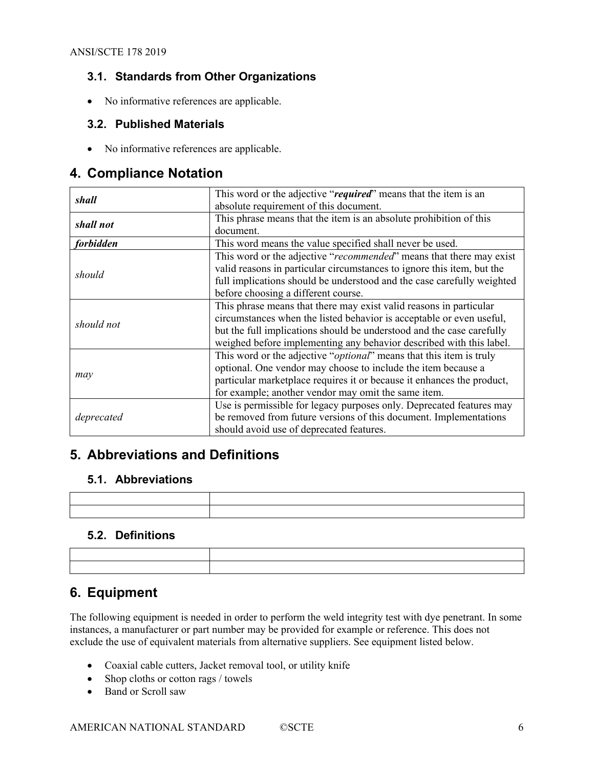### 3.1. Standards from Other Organizations

- No informative references are applicable.

### 3.2. Published Materials

- No informative references are applicable.

## 4. Compliance Notation

| | |
|---|---|
| ***shall*** | This word or the adjective "***required***" means that the item is an absolute requirement of this document. |
| ***shall not*** | This phrase means that the item is an absolute prohibition of this document. |
| ***forbidden*** | This word means the value specified shall never be used. |
| *should* | This word or the adjective "*recommended*" means that there may exist valid reasons in particular circumstances to ignore this item, but the full implications should be understood and the case carefully weighted before choosing a different course. |
| *should not* | This phrase means that there may exist valid reasons in particular circumstances when the listed behavior is acceptable or even useful, but the full implications should be understood and the case carefully weighed before implementing any behavior described with this label. |
| *may* | This word or the adjective "*optional*" means that this item is truly optional. One vendor may choose to include the item because a particular marketplace requires it or because it enhances the product, for example; another vendor may omit the same item. |
| *deprecated* | Use is permissible for legacy purposes only. Deprecated features may be removed from future versions of this document. Implementations should avoid use of deprecated features. |

## 5. Abbreviations and Definitions

### 5.1. Abbreviations

| | |
|---|---|
| | |
| | |

### 5.2. Definitions

| | |
|---|---|
| | |
| | |

## 6. Equipment

The following equipment is needed in order to perform the weld integrity test with dye penetrant. In some instances, a manufacturer or part number may be provided for example or reference. This does not exclude the use of equivalent materials from alternative suppliers. See equipment listed below.

- Coaxial cable cutters, Jacket removal tool, or utility knife
- Shop cloths or cotton rags / towels
- Band or Scroll saw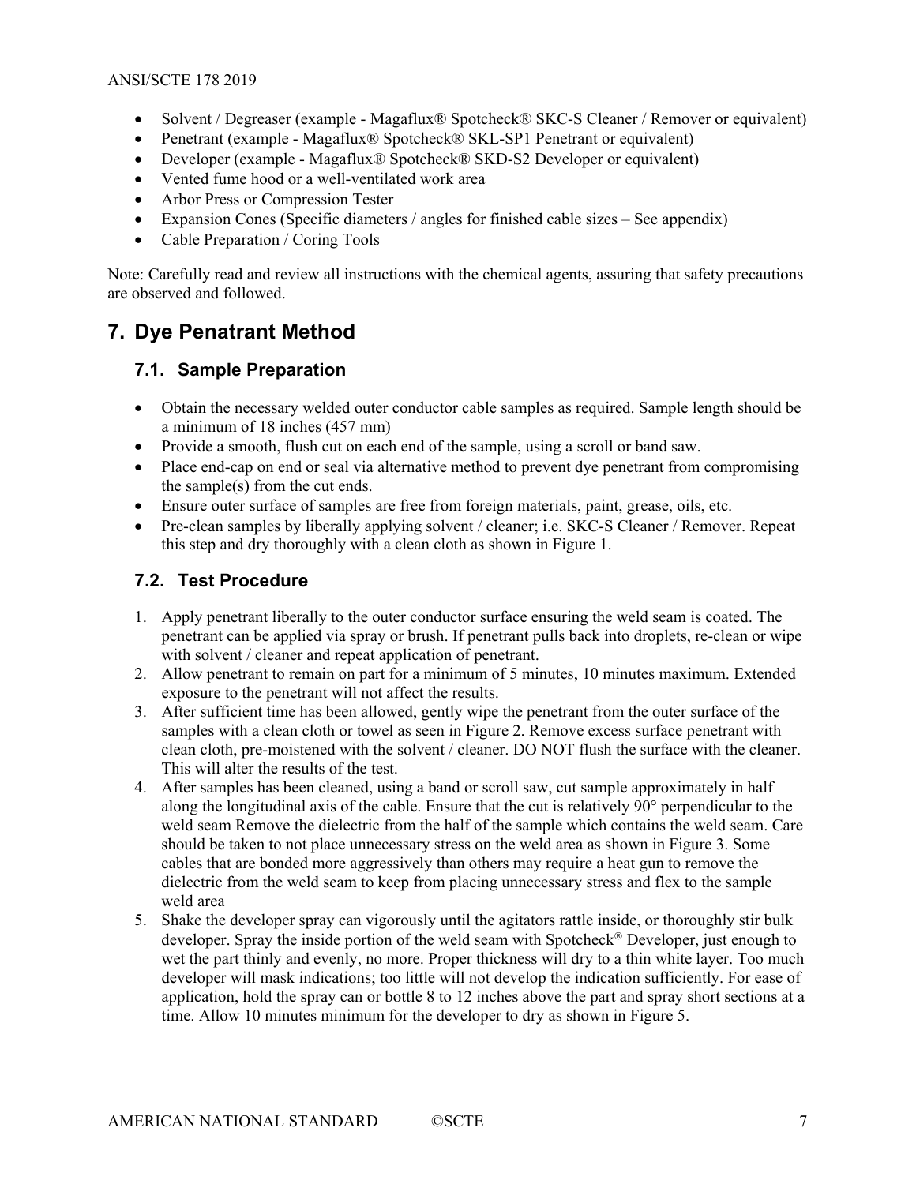- Solvent / Degreaser (example - Magaflux® Spotcheck® SKC-S Cleaner / Remover or equivalent)
- Penetrant (example - Magaflux® Spotcheck® SKL-SP1 Penetrant or equivalent)
- Developer (example - Magaflux® Spotcheck® SKD-S2 Developer or equivalent)
- Vented fume hood or a well-ventilated work area
- Arbor Press or Compression Tester
- Expansion Cones (Specific diameters / angles for finished cable sizes – See appendix)
- Cable Preparation / Coring Tools

Note: Carefully read and review all instructions with the chemical agents, assuring that safety precautions are observed and followed.

# 7. Dye Penatrant Method

## 7.1. Sample Preparation

- Obtain the necessary welded outer conductor cable samples as required. Sample length should be a minimum of 18 inches (457 mm)
- Provide a smooth, flush cut on each end of the sample, using a scroll or band saw.
- Place end-cap on end or seal via alternative method to prevent dye penetrant from compromising the sample(s) from the cut ends.
- Ensure outer surface of samples are free from foreign materials, paint, grease, oils, etc.
- Pre-clean samples by liberally applying solvent / cleaner; i.e. SKC-S Cleaner / Remover. Repeat this step and dry thoroughly with a clean cloth as shown in Figure 1.

## 7.2. Test Procedure

1. Apply penetrant liberally to the outer conductor surface ensuring the weld seam is coated. The penetrant can be applied via spray or brush. If penetrant pulls back into droplets, re-clean or wipe with solvent / cleaner and repeat application of penetrant.
2. Allow penetrant to remain on part for a minimum of 5 minutes, 10 minutes maximum. Extended exposure to the penetrant will not affect the results.
3. After sufficient time has been allowed, gently wipe the penetrant from the outer surface of the samples with a clean cloth or towel as seen in Figure 2. Remove excess surface penetrant with clean cloth, pre-moistened with the solvent / cleaner. DO NOT flush the surface with the cleaner. This will alter the results of the test.
4. After samples has been cleaned, using a band or scroll saw, cut sample approximately in half along the longitudinal axis of the cable. Ensure that the cut is relatively 90° perpendicular to the weld seam Remove the dielectric from the half of the sample which contains the weld seam. Care should be taken to not place unnecessary stress on the weld area as shown in Figure 3. Some cables that are bonded more aggressively than others may require a heat gun to remove the dielectric from the weld seam to keep from placing unnecessary stress and flex to the sample weld area
5. Shake the developer spray can vigorously until the agitators rattle inside, or thoroughly stir bulk developer. Spray the inside portion of the weld seam with Spotcheck® Developer, just enough to wet the part thinly and evenly, no more. Proper thickness will dry to a thin white layer. Too much developer will mask indications; too little will not develop the indication sufficiently. For ease of application, hold the spray can or bottle 8 to 12 inches above the part and spray short sections at a time. Allow 10 minutes minimum for the developer to dry as shown in Figure 5.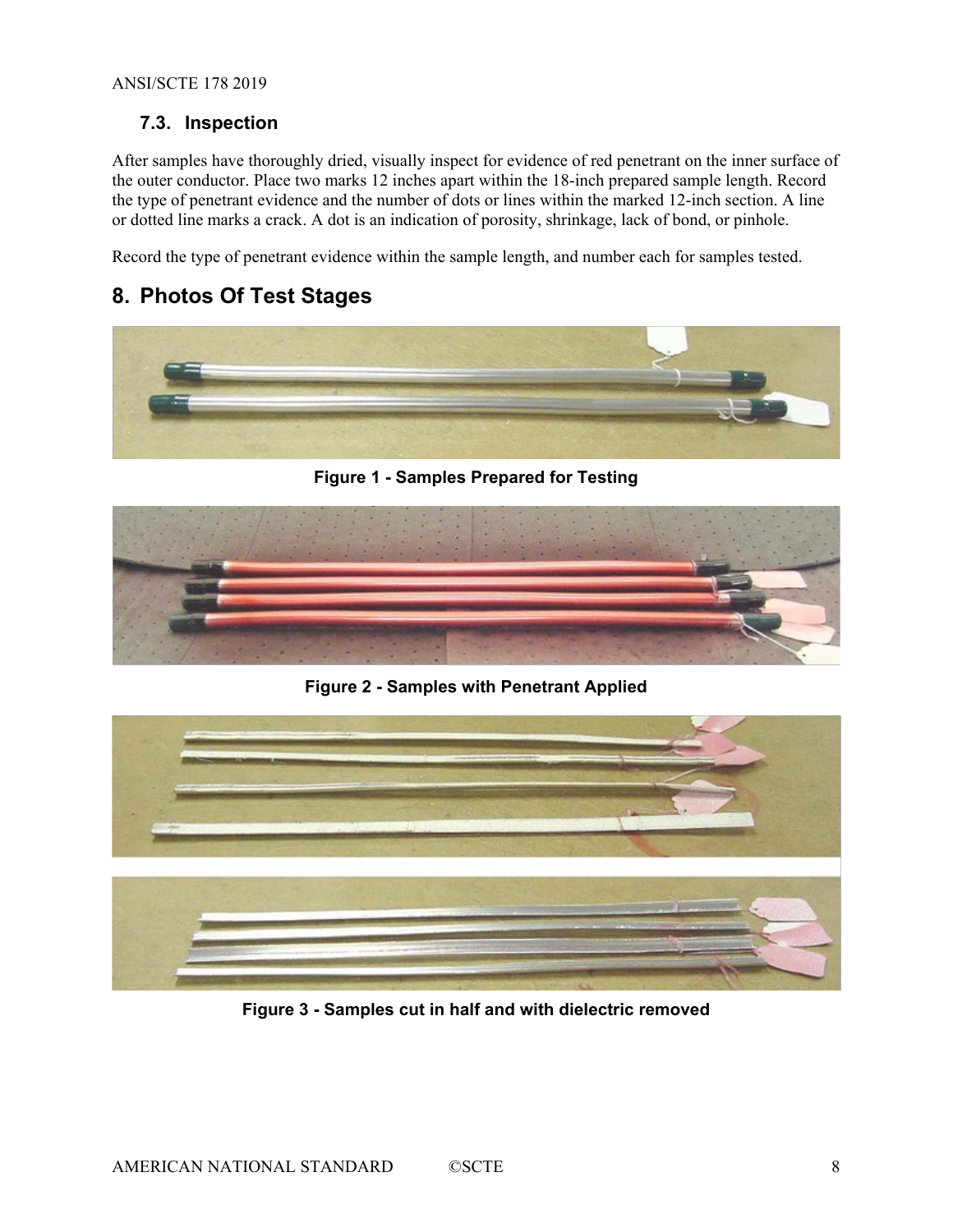### 7.3. Inspection

After samples have thoroughly dried, visually inspect for evidence of red penetrant on the inner surface of the outer conductor. Place two marks 12 inches apart within the 18-inch prepared sample length. Record the type of penetrant evidence and the number of dots or lines within the marked 12-inch section. A line or dotted line marks a crack. A dot is an indication of porosity, shrinkage, lack of bond, or pinhole.

Record the type of penetrant evidence within the sample length, and number each for samples tested.

## 8. Photos Of Test Stages

**Figure 1 - Samples Prepared for Testing**

**Figure 2 - Samples with Penetrant Applied**

**Figure 3 - Samples cut in half and with dielectric removed**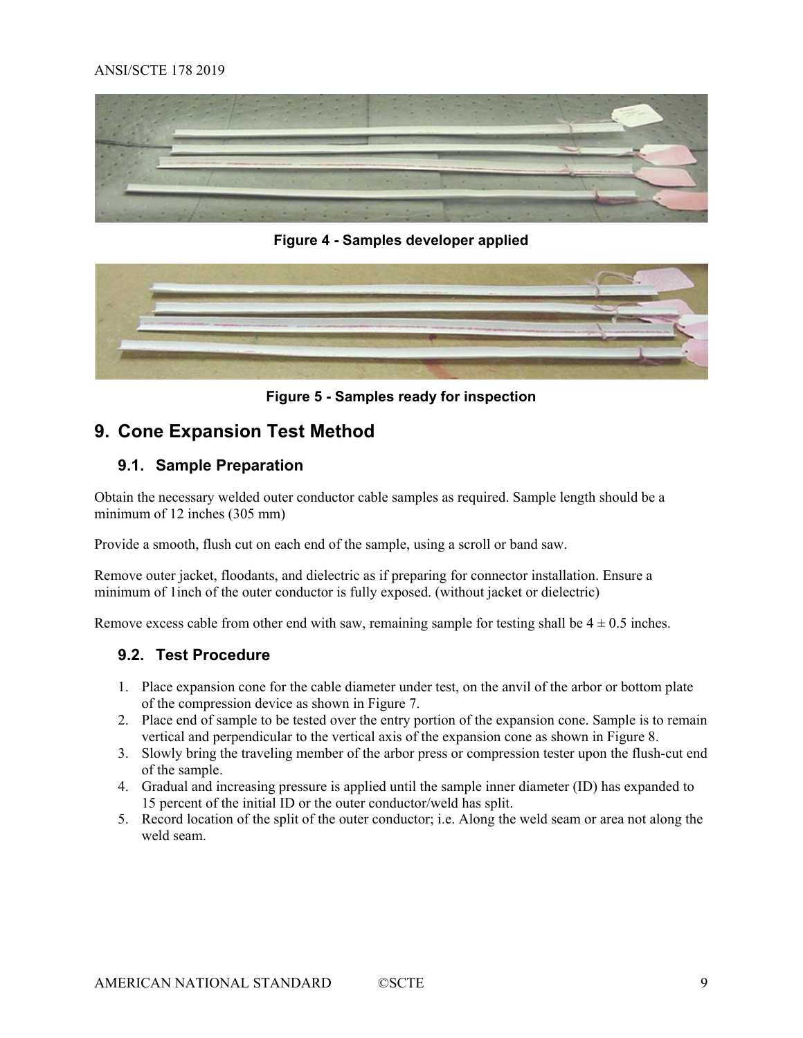Figure 4 - Samples developer applied

Figure 5 - Samples ready for inspection

## 9. Cone Expansion Test Method

### 9.1. Sample Preparation

Obtain the necessary welded outer conductor cable samples as required. Sample length should be a minimum of 12 inches (305 mm)

Provide a smooth, flush cut on each end of the sample, using a scroll or band saw.

Remove outer jacket, floodants, and dielectric as if preparing for connector installation. Ensure a minimum of 1inch of the outer conductor is fully exposed. (without jacket or dielectric)

Remove excess cable from other end with saw, remaining sample for testing shall be $4 \pm 0.5$ inches.

### 9.2. Test Procedure

1. Place expansion cone for the cable diameter under test, on the anvil of the arbor or bottom plate of the compression device as shown in Figure 7.
2. Place end of sample to be tested over the entry portion of the expansion cone. Sample is to remain vertical and perpendicular to the vertical axis of the expansion cone as shown in Figure 8.
3. Slowly bring the traveling member of the arbor press or compression tester upon the flush-cut end of the sample.
4. Gradual and increasing pressure is applied until the sample inner diameter (ID) has expanded to 15 percent of the initial ID or the outer conductor/weld has split.
5. Record location of the split of the outer conductor; i.e. Along the weld seam or area not along the weld seam.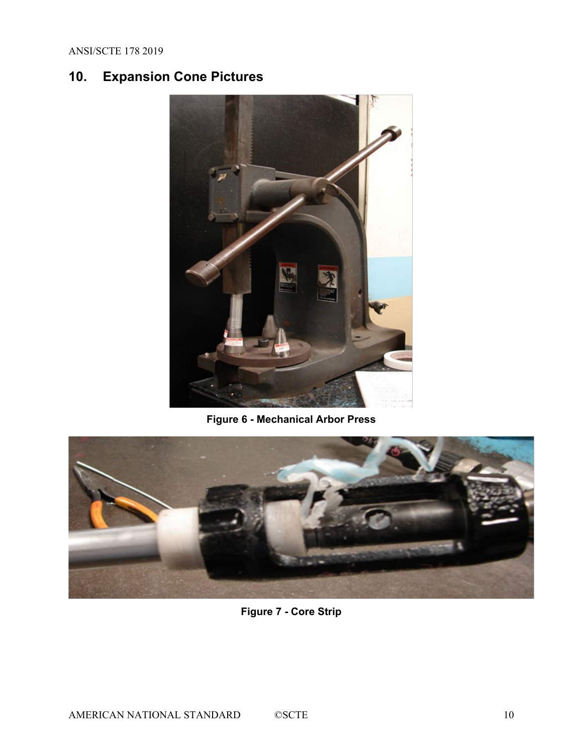## 10. Expansion Cone Pictures

Figure 6 - Mechanical Arbor Press

Figure 7 - Core Strip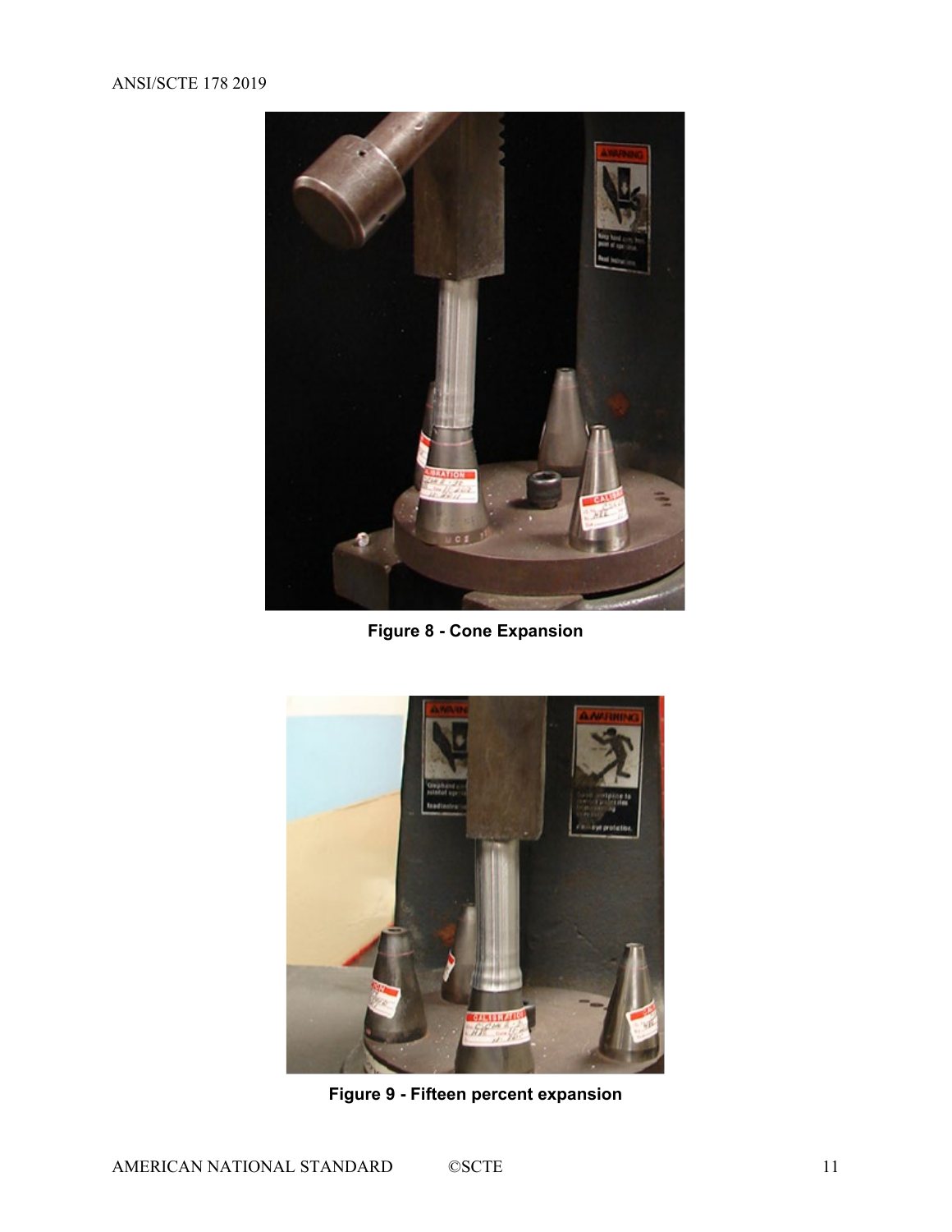**Figure 8 - Cone Expansion**

**Figure 9 - Fifteen percent expansion**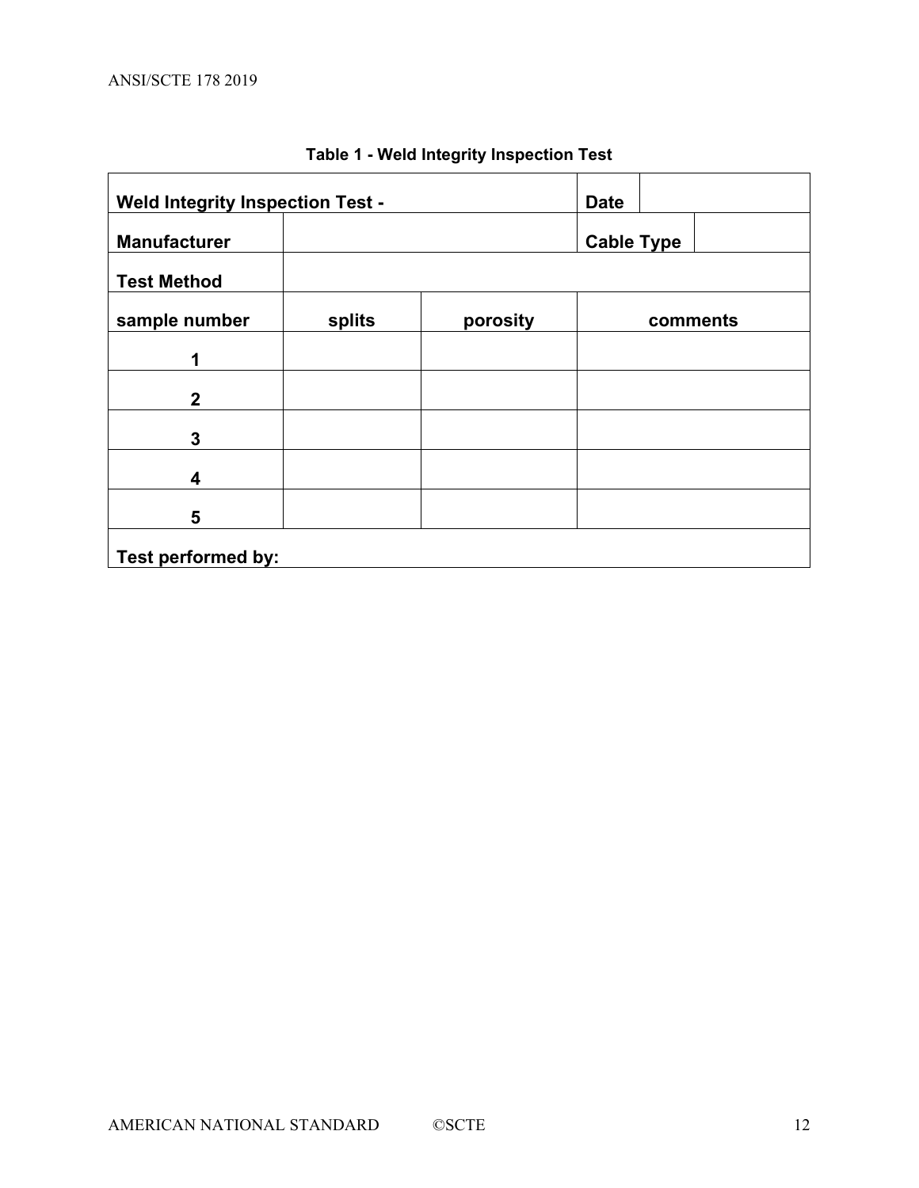**Table 1 - Weld Integrity Inspection Test**

| | | | | |
|---|---|---|---|---|
| **Weld Integrity Inspection Test -** | | | **Date** | |
| **Manufacturer** | | | **Cable Type** | |
| **Test Method** | | | | |
| **sample number** | **splits** | **porosity** | **comments** | |
| **1** | | | | |
| **2** | | | | |
| **3** | | | | |
| **4** | | | | |
| **5** | | | | |
| **Test performed by:** | | | | |